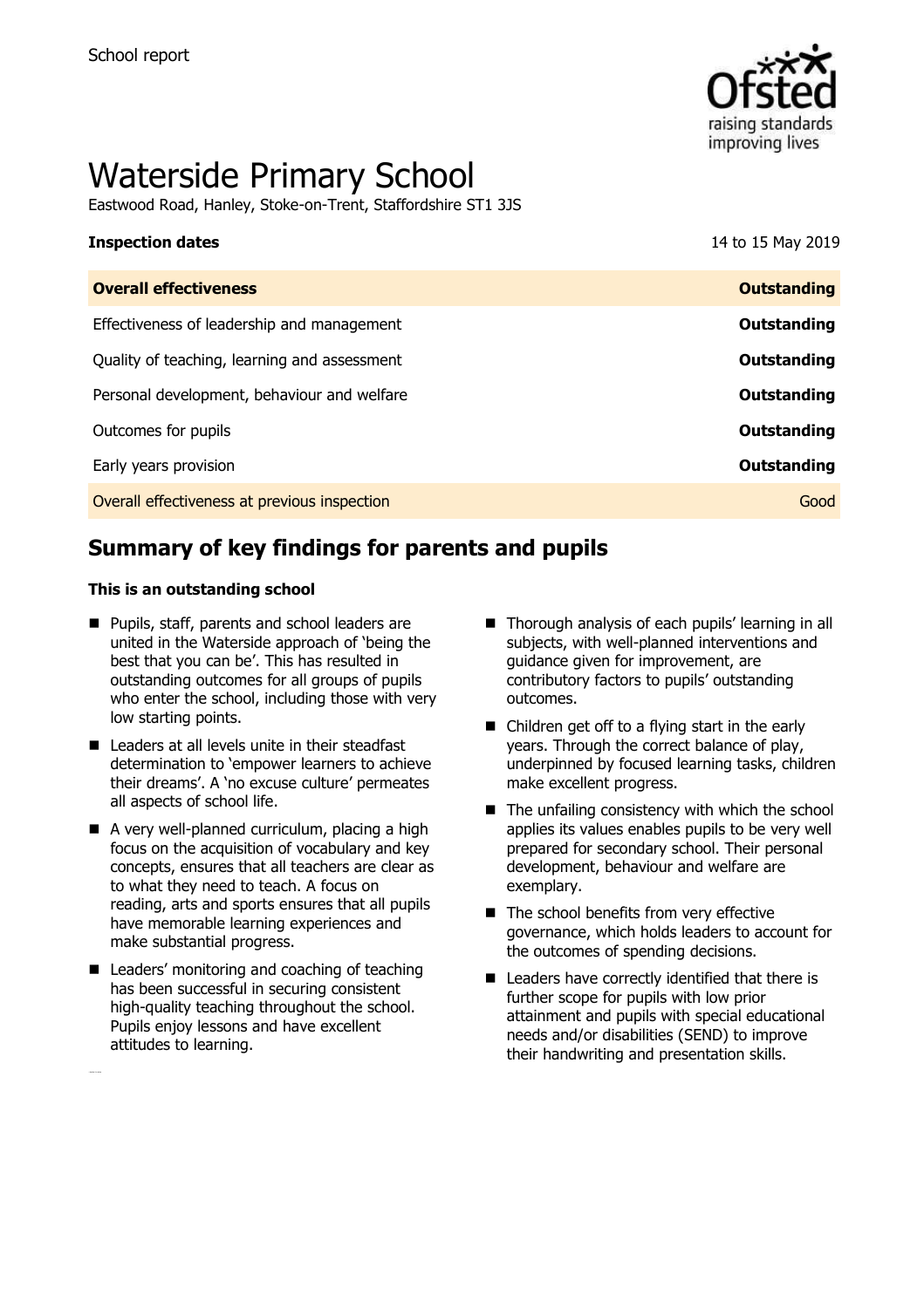School report

# Waterside Primary School

Eastwood Road, Hanley, Stoke-on-Trent, Staffordshire ST1 3JS

**Inspection dates** 14 to 15 May 2019

| **Overall effectiveness** | **Outstanding** |
|---|---|
| Effectiveness of leadership and management | **Outstanding** |
| Quality of teaching, learning and assessment | **Outstanding** |
| Personal development, behaviour and welfare | **Outstanding** |
| Outcomes for pupils | **Outstanding** |
| Early years provision | **Outstanding** |
| Overall effectiveness at previous inspection | Good |

## Summary of key findings for parents and pupils

**This is an outstanding school**

- Pupils, staff, parents and school leaders are united in the Waterside approach of 'being the best that you can be'. This has resulted in outstanding outcomes for all groups of pupils who enter the school, including those with very low starting points.
- Leaders at all levels unite in their steadfast determination to 'empower learners to achieve their dreams'. A 'no excuse culture' permeates all aspects of school life.
- A very well-planned curriculum, placing a high focus on the acquisition of vocabulary and key concepts, ensures that all teachers are clear as to what they need to teach. A focus on reading, arts and sports ensures that all pupils have memorable learning experiences and make substantial progress.
- Leaders' monitoring and coaching of teaching has been successful in securing consistent high-quality teaching throughout the school. Pupils enjoy lessons and have excellent attitudes to learning.
- Thorough analysis of each pupils' learning in all subjects, with well-planned interventions and guidance given for improvement, are contributory factors to pupils' outstanding outcomes.
- Children get off to a flying start in the early years. Through the correct balance of play, underpinned by focused learning tasks, children make excellent progress.
- The unfailing consistency with which the school applies its values enables pupils to be very well prepared for secondary school. Their personal development, behaviour and welfare are exemplary.
- The school benefits from very effective governance, which holds leaders to account for the outcomes of spending decisions.
- Leaders have correctly identified that there is further scope for pupils with low prior attainment and pupils with special educational needs and/or disabilities (SEND) to improve their handwriting and presentation skills.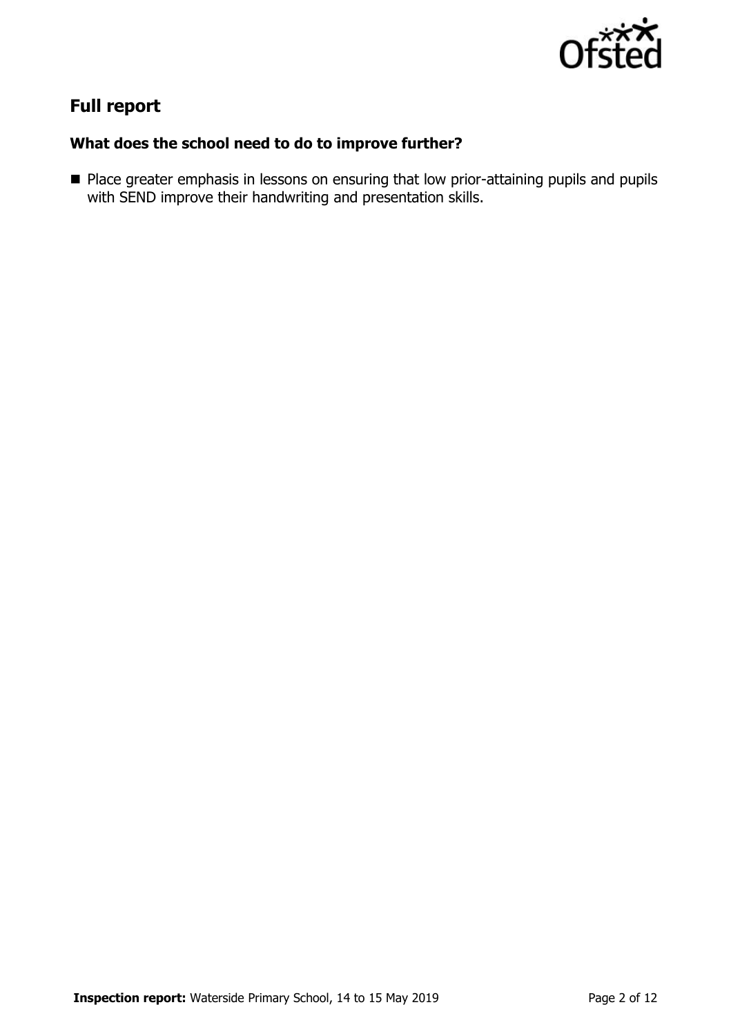## Full report

### What does the school need to do to improve further?

- Place greater emphasis in lessons on ensuring that low prior-attaining pupils and pupils with SEND improve their handwriting and presentation skills.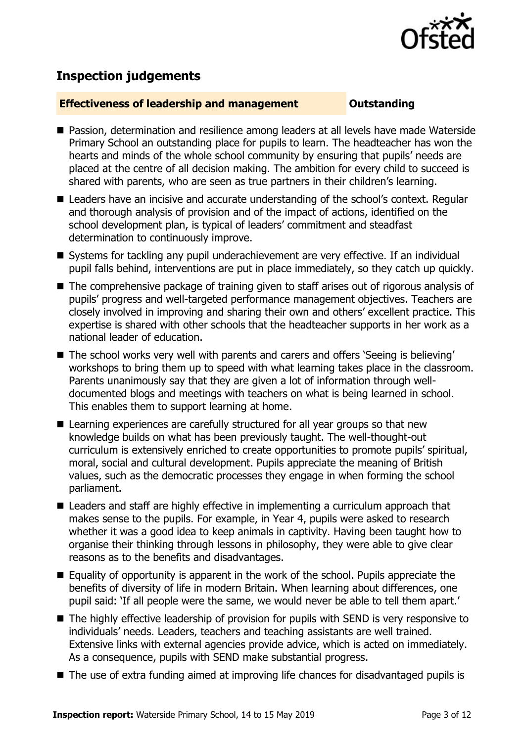## Inspection judgements

**Effectiveness of leadership and management** **Outstanding**

- Passion, determination and resilience among leaders at all levels have made Waterside Primary School an outstanding place for pupils to learn. The headteacher has won the hearts and minds of the whole school community by ensuring that pupils' needs are placed at the centre of all decision making. The ambition for every child to succeed is shared with parents, who are seen as true partners in their children's learning.
- Leaders have an incisive and accurate understanding of the school's context. Regular and thorough analysis of provision and of the impact of actions, identified on the school development plan, is typical of leaders' commitment and steadfast determination to continuously improve.
- Systems for tackling any pupil underachievement are very effective. If an individual pupil falls behind, interventions are put in place immediately, so they catch up quickly.
- The comprehensive package of training given to staff arises out of rigorous analysis of pupils' progress and well-targeted performance management objectives. Teachers are closely involved in improving and sharing their own and others' excellent practice. This expertise is shared with other schools that the headteacher supports in her work as a national leader of education.
- The school works very well with parents and carers and offers 'Seeing is believing' workshops to bring them up to speed with what learning takes place in the classroom. Parents unanimously say that they are given a lot of information through well-documented blogs and meetings with teachers on what is being learned in school. This enables them to support learning at home.
- Learning experiences are carefully structured for all year groups so that new knowledge builds on what has been previously taught. The well-thought-out curriculum is extensively enriched to create opportunities to promote pupils' spiritual, moral, social and cultural development. Pupils appreciate the meaning of British values, such as the democratic processes they engage in when forming the school parliament.
- Leaders and staff are highly effective in implementing a curriculum approach that makes sense to the pupils. For example, in Year 4, pupils were asked to research whether it was a good idea to keep animals in captivity. Having been taught how to organise their thinking through lessons in philosophy, they were able to give clear reasons as to the benefits and disadvantages.
- Equality of opportunity is apparent in the work of the school. Pupils appreciate the benefits of diversity of life in modern Britain. When learning about differences, one pupil said: 'If all people were the same, we would never be able to tell them apart.'
- The highly effective leadership of provision for pupils with SEND is very responsive to individuals' needs. Leaders, teachers and teaching assistants are well trained. Extensive links with external agencies provide advice, which is acted on immediately. As a consequence, pupils with SEND make substantial progress.
- The use of extra funding aimed at improving life chances for disadvantaged pupils is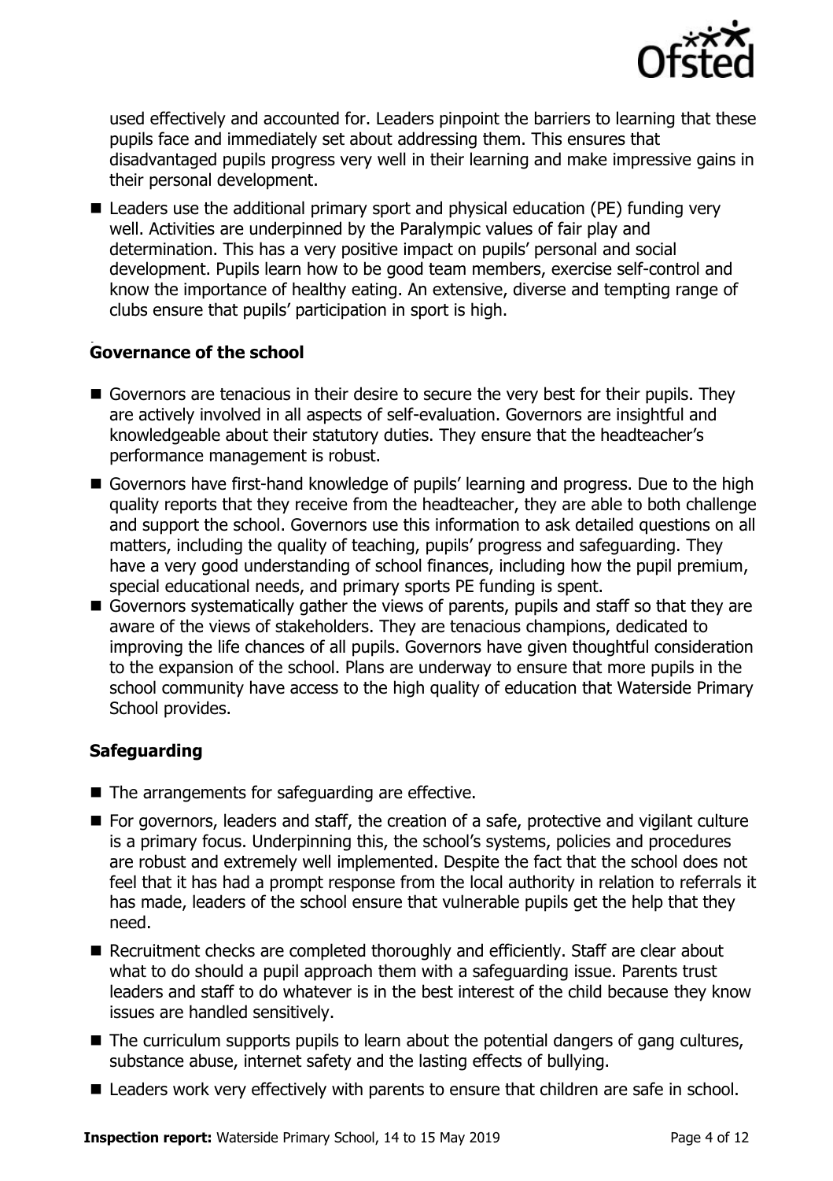used effectively and accounted for. Leaders pinpoint the barriers to learning that these pupils face and immediately set about addressing them. This ensures that disadvantaged pupils progress very well in their learning and make impressive gains in their personal development.

- Leaders use the additional primary sport and physical education (PE) funding very well. Activities are underpinned by the Paralympic values of fair play and determination. This has a very positive impact on pupils' personal and social development. Pupils learn how to be good team members, exercise self-control and know the importance of healthy eating. An extensive, diverse and tempting range of clubs ensure that pupils' participation in sport is high.

### Governance of the school

- Governors are tenacious in their desire to secure the very best for their pupils. They are actively involved in all aspects of self-evaluation. Governors are insightful and knowledgeable about their statutory duties. They ensure that the headteacher's performance management is robust.
- Governors have first-hand knowledge of pupils' learning and progress. Due to the high quality reports that they receive from the headteacher, they are able to both challenge and support the school. Governors use this information to ask detailed questions on all matters, including the quality of teaching, pupils' progress and safeguarding. They have a very good understanding of school finances, including how the pupil premium, special educational needs, and primary sports PE funding is spent.
- Governors systematically gather the views of parents, pupils and staff so that they are aware of the views of stakeholders. They are tenacious champions, dedicated to improving the life chances of all pupils. Governors have given thoughtful consideration to the expansion of the school. Plans are underway to ensure that more pupils in the school community have access to the high quality of education that Waterside Primary School provides.

### Safeguarding

- The arrangements for safeguarding are effective.
- For governors, leaders and staff, the creation of a safe, protective and vigilant culture is a primary focus. Underpinning this, the school's systems, policies and procedures are robust and extremely well implemented. Despite the fact that the school does not feel that it has had a prompt response from the local authority in relation to referrals it has made, leaders of the school ensure that vulnerable pupils get the help that they need.
- Recruitment checks are completed thoroughly and efficiently. Staff are clear about what to do should a pupil approach them with a safeguarding issue. Parents trust leaders and staff to do whatever is in the best interest of the child because they know issues are handled sensitively.
- The curriculum supports pupils to learn about the potential dangers of gang cultures, substance abuse, internet safety and the lasting effects of bullying.
- Leaders work very effectively with parents to ensure that children are safe in school.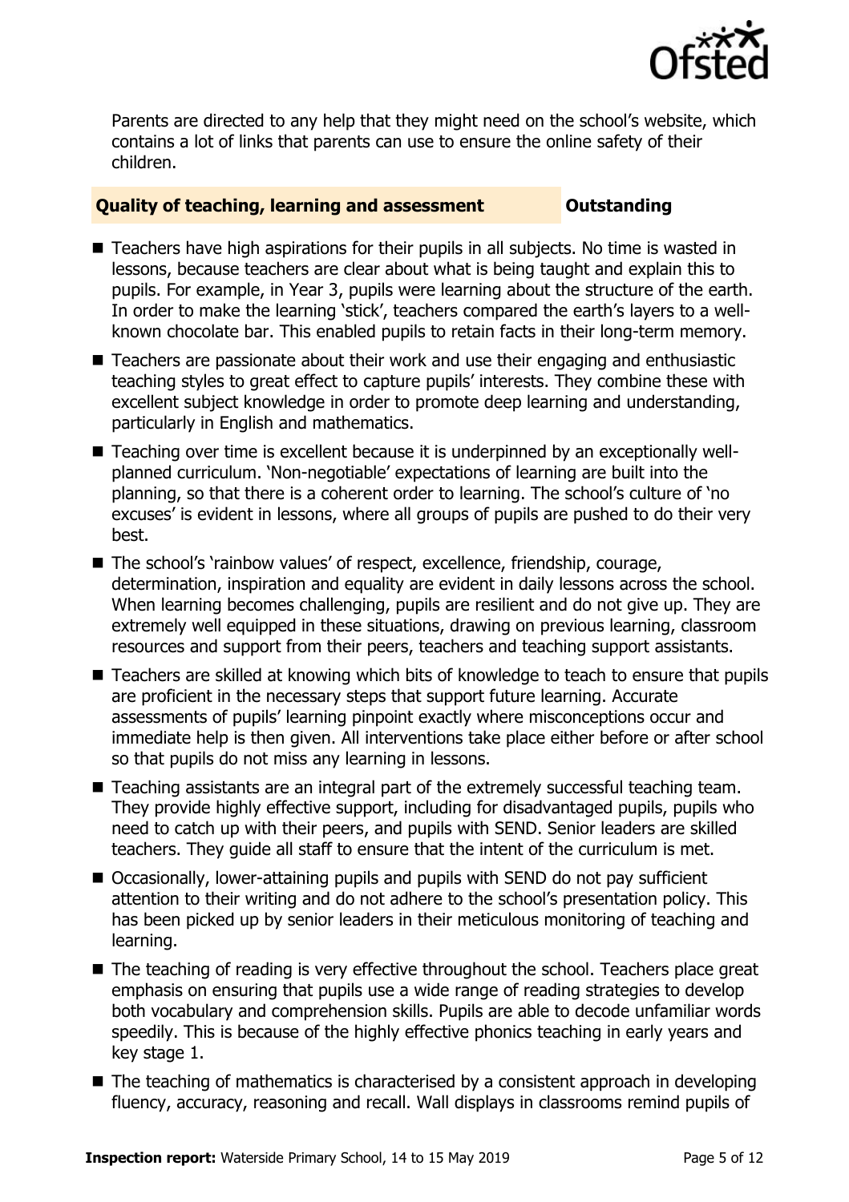Parents are directed to any help that they might need on the school's website, which contains a lot of links that parents can use to ensure the online safety of their children.

## Quality of teaching, learning and assessment — Outstanding

- Teachers have high aspirations for their pupils in all subjects. No time is wasted in lessons, because teachers are clear about what is being taught and explain this to pupils. For example, in Year 3, pupils were learning about the structure of the earth. In order to make the learning 'stick', teachers compared the earth's layers to a well-known chocolate bar. This enabled pupils to retain facts in their long-term memory.
- Teachers are passionate about their work and use their engaging and enthusiastic teaching styles to great effect to capture pupils' interests. They combine these with excellent subject knowledge in order to promote deep learning and understanding, particularly in English and mathematics.
- Teaching over time is excellent because it is underpinned by an exceptionally well-planned curriculum. 'Non-negotiable' expectations of learning are built into the planning, so that there is a coherent order to learning. The school's culture of 'no excuses' is evident in lessons, where all groups of pupils are pushed to do their very best.
- The school's 'rainbow values' of respect, excellence, friendship, courage, determination, inspiration and equality are evident in daily lessons across the school. When learning becomes challenging, pupils are resilient and do not give up. They are extremely well equipped in these situations, drawing on previous learning, classroom resources and support from their peers, teachers and teaching support assistants.
- Teachers are skilled at knowing which bits of knowledge to teach to ensure that pupils are proficient in the necessary steps that support future learning. Accurate assessments of pupils' learning pinpoint exactly where misconceptions occur and immediate help is then given. All interventions take place either before or after school so that pupils do not miss any learning in lessons.
- Teaching assistants are an integral part of the extremely successful teaching team. They provide highly effective support, including for disadvantaged pupils, pupils who need to catch up with their peers, and pupils with SEND. Senior leaders are skilled teachers. They guide all staff to ensure that the intent of the curriculum is met.
- Occasionally, lower-attaining pupils and pupils with SEND do not pay sufficient attention to their writing and do not adhere to the school's presentation policy. This has been picked up by senior leaders in their meticulous monitoring of teaching and learning.
- The teaching of reading is very effective throughout the school. Teachers place great emphasis on ensuring that pupils use a wide range of reading strategies to develop both vocabulary and comprehension skills. Pupils are able to decode unfamiliar words speedily. This is because of the highly effective phonics teaching in early years and key stage 1.
- The teaching of mathematics is characterised by a consistent approach in developing fluency, accuracy, reasoning and recall. Wall displays in classrooms remind pupils of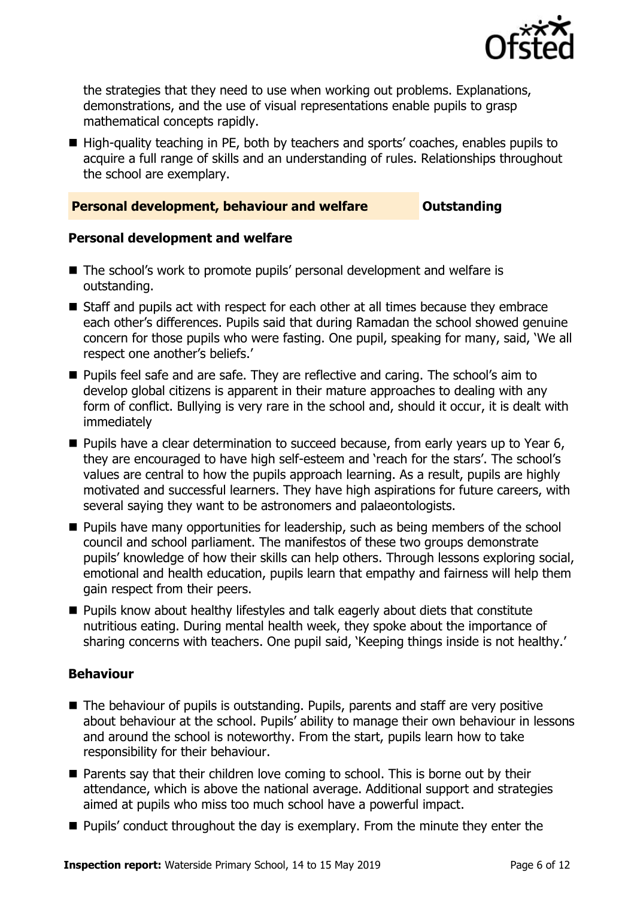the strategies that they need to use when working out problems. Explanations, demonstrations, and the use of visual representations enable pupils to grasp mathematical concepts rapidly.

- High-quality teaching in PE, both by teachers and sports' coaches, enables pupils to acquire a full range of skills and an understanding of rules. Relationships throughout the school are exemplary.

## Personal development, behaviour and welfare — Outstanding

### Personal development and welfare

- The school's work to promote pupils' personal development and welfare is outstanding.
- Staff and pupils act with respect for each other at all times because they embrace each other's differences. Pupils said that during Ramadan the school showed genuine concern for those pupils who were fasting. One pupil, speaking for many, said, 'We all respect one another's beliefs.'
- Pupils feel safe and are safe. They are reflective and caring. The school's aim to develop global citizens is apparent in their mature approaches to dealing with any form of conflict. Bullying is very rare in the school and, should it occur, it is dealt with immediately
- Pupils have a clear determination to succeed because, from early years up to Year 6, they are encouraged to have high self-esteem and 'reach for the stars'. The school's values are central to how the pupils approach learning. As a result, pupils are highly motivated and successful learners. They have high aspirations for future careers, with several saying they want to be astronomers and palaeontologists.
- Pupils have many opportunities for leadership, such as being members of the school council and school parliament. The manifestos of these two groups demonstrate pupils' knowledge of how their skills can help others. Through lessons exploring social, emotional and health education, pupils learn that empathy and fairness will help them gain respect from their peers.
- Pupils know about healthy lifestyles and talk eagerly about diets that constitute nutritious eating. During mental health week, they spoke about the importance of sharing concerns with teachers. One pupil said, 'Keeping things inside is not healthy.'

### Behaviour

- The behaviour of pupils is outstanding. Pupils, parents and staff are very positive about behaviour at the school. Pupils' ability to manage their own behaviour in lessons and around the school is noteworthy. From the start, pupils learn how to take responsibility for their behaviour.
- Parents say that their children love coming to school. This is borne out by their attendance, which is above the national average. Additional support and strategies aimed at pupils who miss too much school have a powerful impact.
- Pupils' conduct throughout the day is exemplary. From the minute they enter the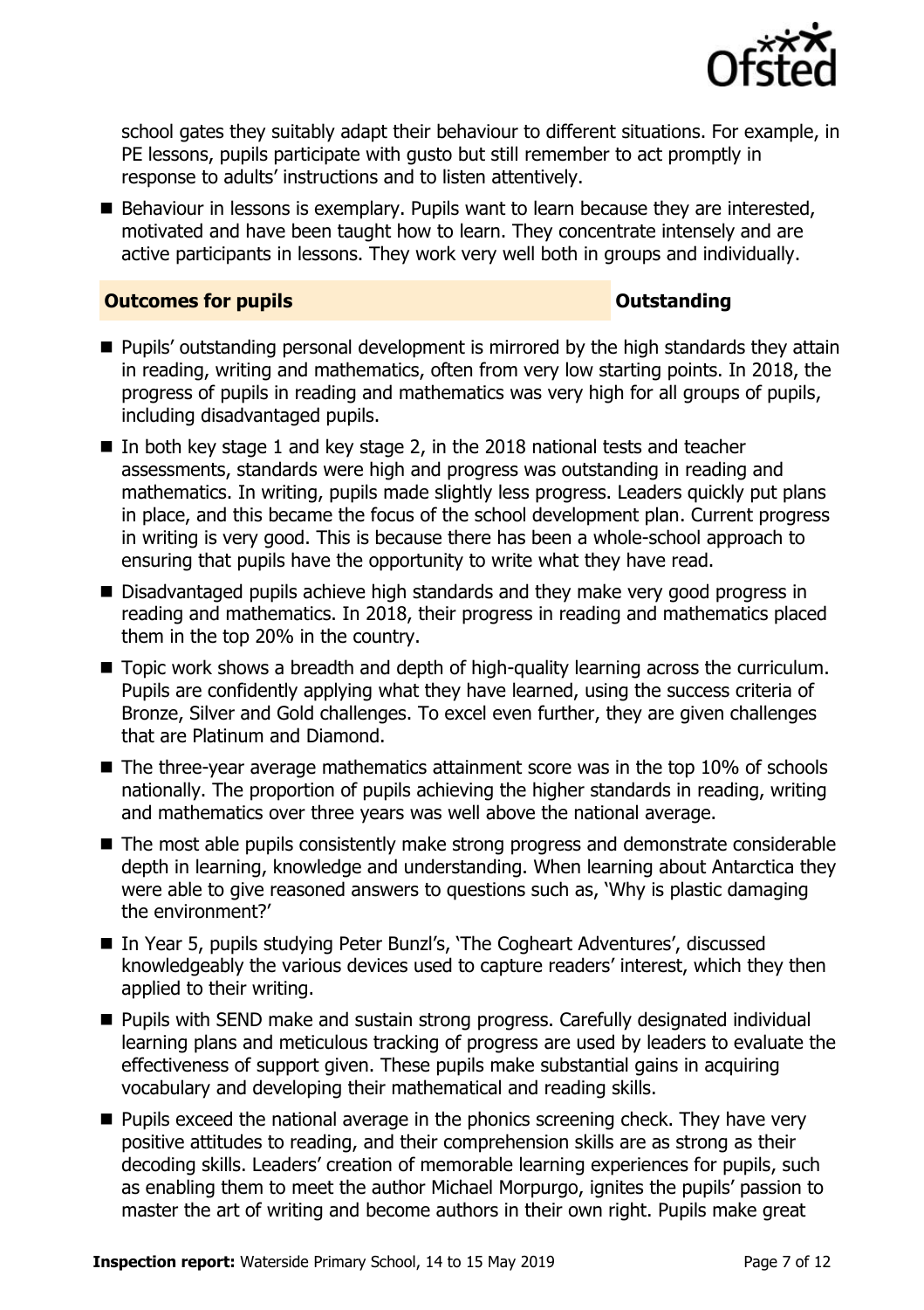school gates they suitably adapt their behaviour to different situations. For example, in PE lessons, pupils participate with gusto but still remember to act promptly in response to adults' instructions and to listen attentively.

- Behaviour in lessons is exemplary. Pupils want to learn because they are interested, motivated and have been taught how to learn. They concentrate intensely and are active participants in lessons. They work very well both in groups and individually.

**Outcomes for pupils** **Outstanding**

- Pupils' outstanding personal development is mirrored by the high standards they attain in reading, writing and mathematics, often from very low starting points. In 2018, the progress of pupils in reading and mathematics was very high for all groups of pupils, including disadvantaged pupils.
- In both key stage 1 and key stage 2, in the 2018 national tests and teacher assessments, standards were high and progress was outstanding in reading and mathematics. In writing, pupils made slightly less progress. Leaders quickly put plans in place, and this became the focus of the school development plan. Current progress in writing is very good. This is because there has been a whole-school approach to ensuring that pupils have the opportunity to write what they have read.
- Disadvantaged pupils achieve high standards and they make very good progress in reading and mathematics. In 2018, their progress in reading and mathematics placed them in the top 20% in the country.
- Topic work shows a breadth and depth of high-quality learning across the curriculum. Pupils are confidently applying what they have learned, using the success criteria of Bronze, Silver and Gold challenges. To excel even further, they are given challenges that are Platinum and Diamond.
- The three-year average mathematics attainment score was in the top 10% of schools nationally. The proportion of pupils achieving the higher standards in reading, writing and mathematics over three years was well above the national average.
- The most able pupils consistently make strong progress and demonstrate considerable depth in learning, knowledge and understanding. When learning about Antarctica they were able to give reasoned answers to questions such as, 'Why is plastic damaging the environment?'
- In Year 5, pupils studying Peter Bunzl's, 'The Cogheart Adventures', discussed knowledgeably the various devices used to capture readers' interest, which they then applied to their writing.
- Pupils with SEND make and sustain strong progress. Carefully designated individual learning plans and meticulous tracking of progress are used by leaders to evaluate the effectiveness of support given. These pupils make substantial gains in acquiring vocabulary and developing their mathematical and reading skills.
- Pupils exceed the national average in the phonics screening check. They have very positive attitudes to reading, and their comprehension skills are as strong as their decoding skills. Leaders' creation of memorable learning experiences for pupils, such as enabling them to meet the author Michael Morpurgo, ignites the pupils' passion to master the art of writing and become authors in their own right. Pupils make great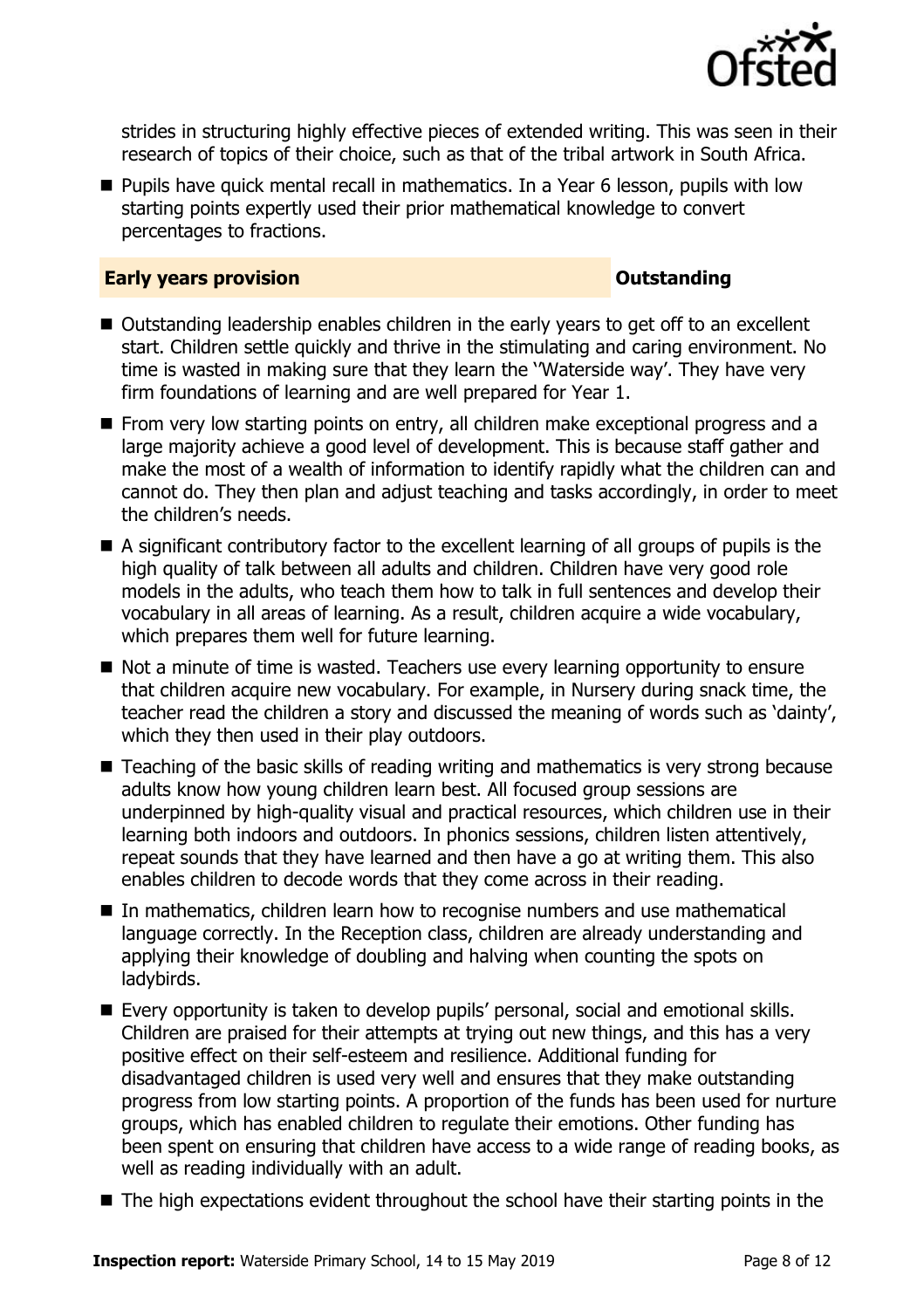strides in structuring highly effective pieces of extended writing. This was seen in their research of topics of their choice, such as that of the tribal artwork in South Africa.

- Pupils have quick mental recall in mathematics. In a Year 6 lesson, pupils with low starting points expertly used their prior mathematical knowledge to convert percentages to fractions.

## Early years provision — Outstanding

- Outstanding leadership enables children in the early years to get off to an excellent start. Children settle quickly and thrive in the stimulating and caring environment. No time is wasted in making sure that they learn the ''Waterside way'. They have very firm foundations of learning and are well prepared for Year 1.
- From very low starting points on entry, all children make exceptional progress and a large majority achieve a good level of development. This is because staff gather and make the most of a wealth of information to identify rapidly what the children can and cannot do. They then plan and adjust teaching and tasks accordingly, in order to meet the children's needs.
- A significant contributory factor to the excellent learning of all groups of pupils is the high quality of talk between all adults and children. Children have very good role models in the adults, who teach them how to talk in full sentences and develop their vocabulary in all areas of learning. As a result, children acquire a wide vocabulary, which prepares them well for future learning.
- Not a minute of time is wasted. Teachers use every learning opportunity to ensure that children acquire new vocabulary. For example, in Nursery during snack time, the teacher read the children a story and discussed the meaning of words such as 'dainty', which they then used in their play outdoors.
- Teaching of the basic skills of reading writing and mathematics is very strong because adults know how young children learn best. All focused group sessions are underpinned by high-quality visual and practical resources, which children use in their learning both indoors and outdoors. In phonics sessions, children listen attentively, repeat sounds that they have learned and then have a go at writing them. This also enables children to decode words that they come across in their reading.
- In mathematics, children learn how to recognise numbers and use mathematical language correctly. In the Reception class, children are already understanding and applying their knowledge of doubling and halving when counting the spots on ladybirds.
- Every opportunity is taken to develop pupils' personal, social and emotional skills. Children are praised for their attempts at trying out new things, and this has a very positive effect on their self-esteem and resilience. Additional funding for disadvantaged children is used very well and ensures that they make outstanding progress from low starting points. A proportion of the funds has been used for nurture groups, which has enabled children to regulate their emotions. Other funding has been spent on ensuring that children have access to a wide range of reading books, as well as reading individually with an adult.
- The high expectations evident throughout the school have their starting points in the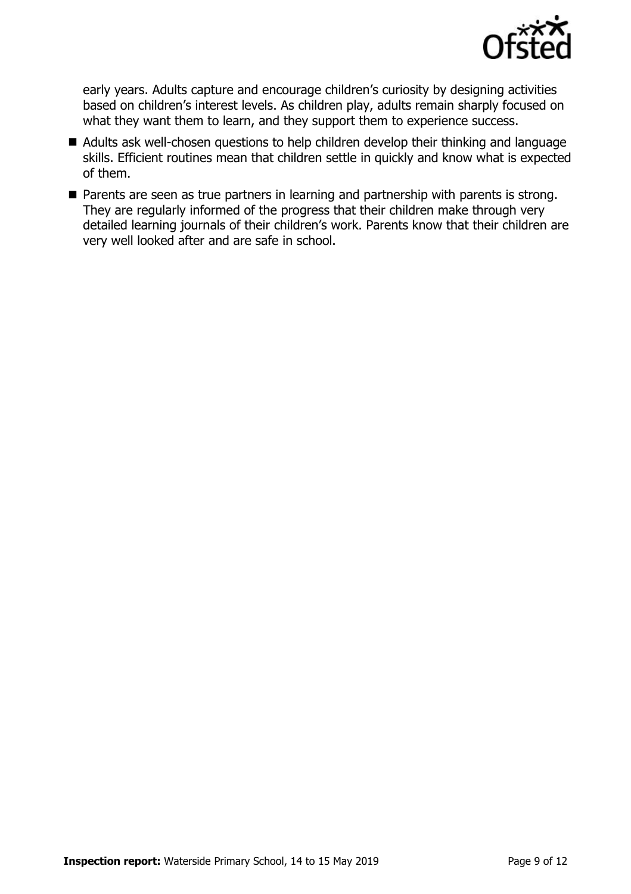early years. Adults capture and encourage children's curiosity by designing activities based on children's interest levels. As children play, adults remain sharply focused on what they want them to learn, and they support them to experience success.

- Adults ask well-chosen questions to help children develop their thinking and language skills. Efficient routines mean that children settle in quickly and know what is expected of them.
- Parents are seen as true partners in learning and partnership with parents is strong. They are regularly informed of the progress that their children make through very detailed learning journals of their children's work. Parents know that their children are very well looked after and are safe in school.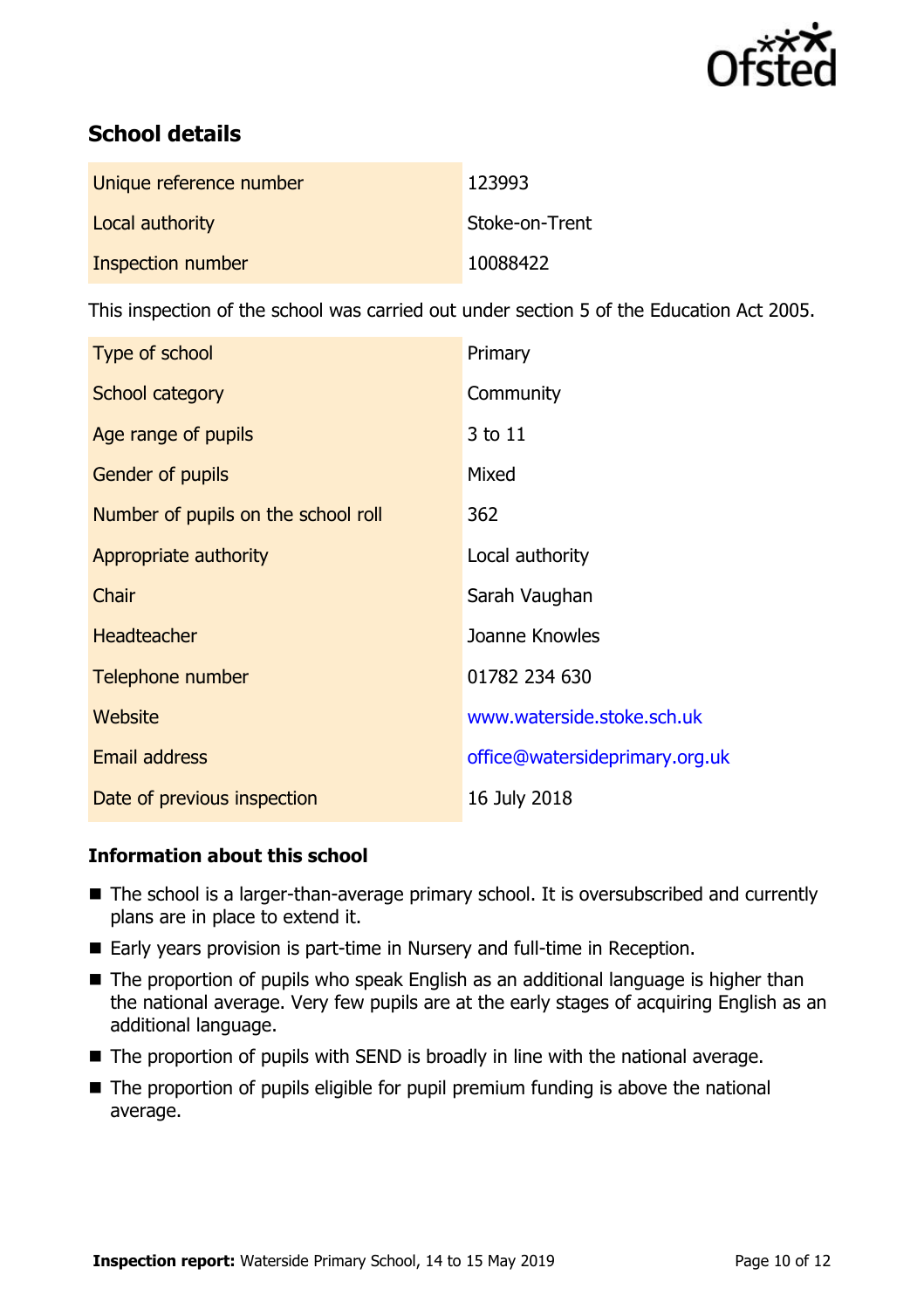## School details

| | |
|---|---|
| Unique reference number | 123993 |
| Local authority | Stoke-on-Trent |
| Inspection number | 10088422 |

This inspection of the school was carried out under section 5 of the Education Act 2005.

| | |
|---|---|
| Type of school | Primary |
| School category | Community |
| Age range of pupils | 3 to 11 |
| Gender of pupils | Mixed |
| Number of pupils on the school roll | 362 |
| Appropriate authority | Local authority |
| Chair | Sarah Vaughan |
| Headteacher | Joanne Knowles |
| Telephone number | 01782 234 630 |
| Website | www.waterside.stoke.sch.uk |
| Email address | office@watersideprimary.org.uk |
| Date of previous inspection | 16 July 2018 |

### Information about this school

- The school is a larger-than-average primary school. It is oversubscribed and currently plans are in place to extend it.
- Early years provision is part-time in Nursery and full-time in Reception.
- The proportion of pupils who speak English as an additional language is higher than the national average. Very few pupils are at the early stages of acquiring English as an additional language.
- The proportion of pupils with SEND is broadly in line with the national average.
- The proportion of pupils eligible for pupil premium funding is above the national average.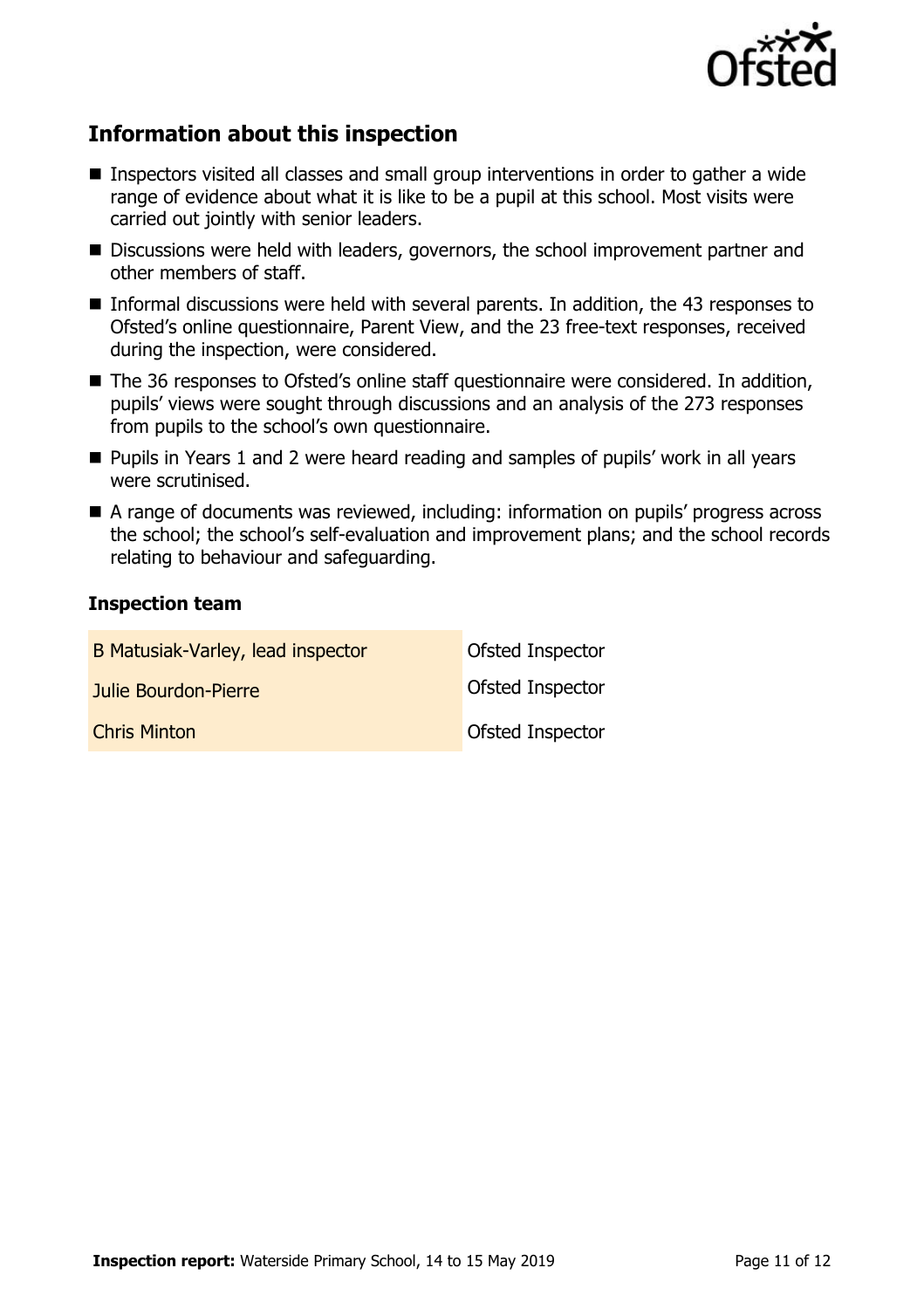## Information about this inspection

- Inspectors visited all classes and small group interventions in order to gather a wide range of evidence about what it is like to be a pupil at this school. Most visits were carried out jointly with senior leaders.
- Discussions were held with leaders, governors, the school improvement partner and other members of staff.
- Informal discussions were held with several parents. In addition, the 43 responses to Ofsted's online questionnaire, Parent View, and the 23 free-text responses, received during the inspection, were considered.
- The 36 responses to Ofsted's online staff questionnaire were considered. In addition, pupils' views were sought through discussions and an analysis of the 273 responses from pupils to the school's own questionnaire.
- Pupils in Years 1 and 2 were heard reading and samples of pupils' work in all years were scrutinised.
- A range of documents was reviewed, including: information on pupils' progress across the school; the school's self-evaluation and improvement plans; and the school records relating to behaviour and safeguarding.

### Inspection team

| | |
|---|---|
| B Matusiak-Varley, lead inspector | Ofsted Inspector |
| Julie Bourdon-Pierre | Ofsted Inspector |
| Chris Minton | Ofsted Inspector |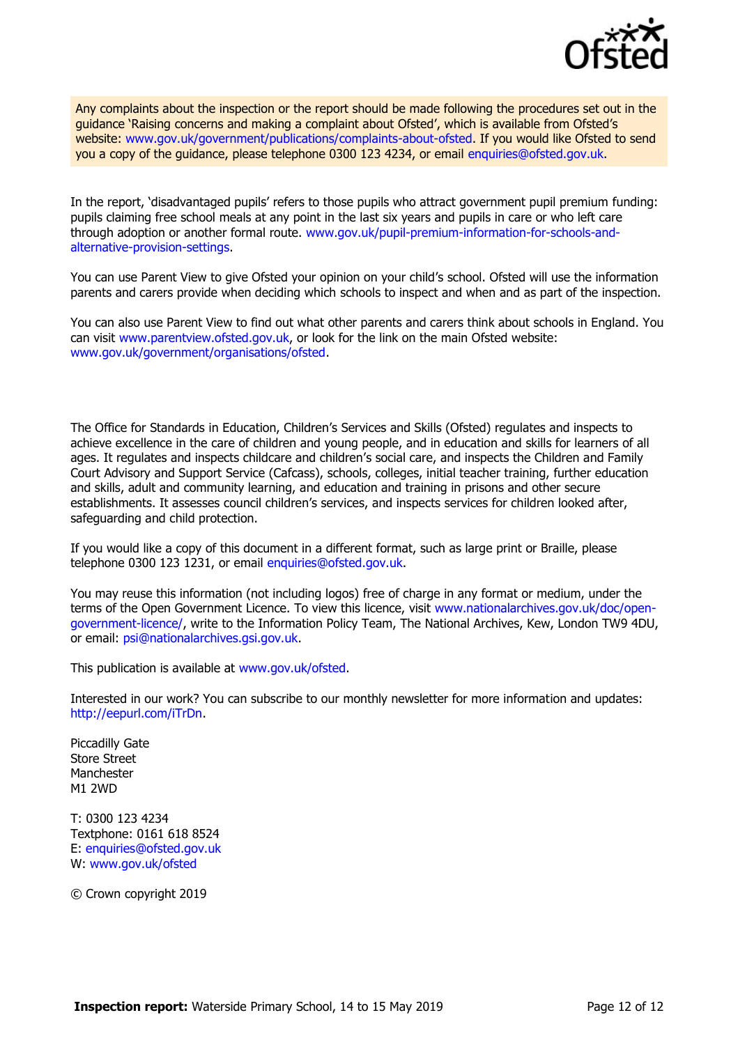Any complaints about the inspection or the report should be made following the procedures set out in the guidance 'Raising concerns and making a complaint about Ofsted', which is available from Ofsted's website: www.gov.uk/government/publications/complaints-about-ofsted. If you would like Ofsted to send you a copy of the guidance, please telephone 0300 123 4234, or email enquiries@ofsted.gov.uk.

In the report, 'disadvantaged pupils' refers to those pupils who attract government pupil premium funding: pupils claiming free school meals at any point in the last six years and pupils in care or who left care through adoption or another formal route. www.gov.uk/pupil-premium-information-for-schools-and-alternative-provision-settings.

You can use Parent View to give Ofsted your opinion on your child's school. Ofsted will use the information parents and carers provide when deciding which schools to inspect and when and as part of the inspection.

You can also use Parent View to find out what other parents and carers think about schools in England. You can visit www.parentview.ofsted.gov.uk, or look for the link on the main Ofsted website: www.gov.uk/government/organisations/ofsted.

The Office for Standards in Education, Children's Services and Skills (Ofsted) regulates and inspects to achieve excellence in the care of children and young people, and in education and skills for learners of all ages. It regulates and inspects childcare and children's social care, and inspects the Children and Family Court Advisory and Support Service (Cafcass), schools, colleges, initial teacher training, further education and skills, adult and community learning, and education and training in prisons and other secure establishments. It assesses council children's services, and inspects services for children looked after, safeguarding and child protection.

If you would like a copy of this document in a different format, such as large print or Braille, please telephone 0300 123 1231, or email enquiries@ofsted.gov.uk.

You may reuse this information (not including logos) free of charge in any format or medium, under the terms of the Open Government Licence. To view this licence, visit www.nationalarchives.gov.uk/doc/open-government-licence/, write to the Information Policy Team, The National Archives, Kew, London TW9 4DU, or email: psi@nationalarchives.gsi.gov.uk.

This publication is available at www.gov.uk/ofsted.

Interested in our work? You can subscribe to our monthly newsletter for more information and updates: http://eepurl.com/iTrDn.

Piccadilly Gate
Store Street
Manchester
M1 2WD

T: 0300 123 4234
Textphone: 0161 618 8524
E: enquiries@ofsted.gov.uk
W: www.gov.uk/ofsted

© Crown copyright 2019